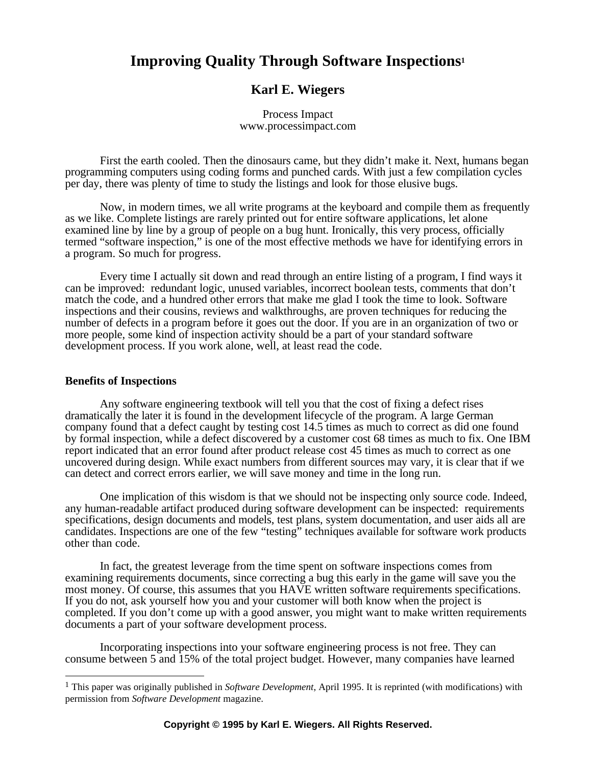# Improving Quality Through Software Inspections[1]

## Karl E. Wiegers

Process Impact
www.processimpact.com

First the earth cooled. Then the dinosaurs came, but they didn't make it. Next, humans began programming computers using coding forms and punched cards. With just a few compilation cycles per day, there was plenty of time to study the listings and look for those elusive bugs.

Now, in modern times, we all write programs at the keyboard and compile them as frequently as we like. Complete listings are rarely printed out for entire software applications, let alone examined line by line by a group of people on a bug hunt. Ironically, this very process, officially termed "software inspection," is one of the most effective methods we have for identifying errors in a program. So much for progress.

Every time I actually sit down and read through an entire listing of a program, I find ways it can be improved: redundant logic, unused variables, incorrect boolean tests, comments that don't match the code, and a hundred other errors that make me glad I took the time to look. Software inspections and their cousins, reviews and walkthroughs, are proven techniques for reducing the number of defects in a program before it goes out the door. If you are in an organization of two or more people, some kind of inspection activity should be a part of your standard software development process. If you work alone, well, at least read the code.

### Benefits of Inspections

Any software engineering textbook will tell you that the cost of fixing a defect rises dramatically the later it is found in the development lifecycle of the program. A large German company found that a defect caught by testing cost 14.5 times as much to correct as did one found by formal inspection, while a defect discovered by a customer cost 68 times as much to fix. One IBM report indicated that an error found after product release cost 45 times as much to correct as one uncovered during design. While exact numbers from different sources may vary, it is clear that if we can detect and correct errors earlier, we will save money and time in the long run.

One implication of this wisdom is that we should not be inspecting only source code. Indeed, any human-readable artifact produced during software development can be inspected: requirements specifications, design documents and models, test plans, system documentation, and user aids all are candidates. Inspections are one of the few "testing" techniques available for software work products other than code.

In fact, the greatest leverage from the time spent on software inspections comes from examining requirements documents, since correcting a bug this early in the game will save you the most money. Of course, this assumes that you HAVE written software requirements specifications. If you do not, ask yourself how you and your customer will both know when the project is completed. If you don't come up with a good answer, you might want to make written requirements documents a part of your software development process.

Incorporating inspections into your software engineering process is not free. They can consume between 5 and 15% of the total project budget. However, many companies have learned

---

[1] This paper was originally published in *Software Development*, April 1995. It is reprinted (with modifications) with permission from *Software Development* magazine.

**Copyright © 1995 by Karl E. Wiegers. All Rights Reserved.**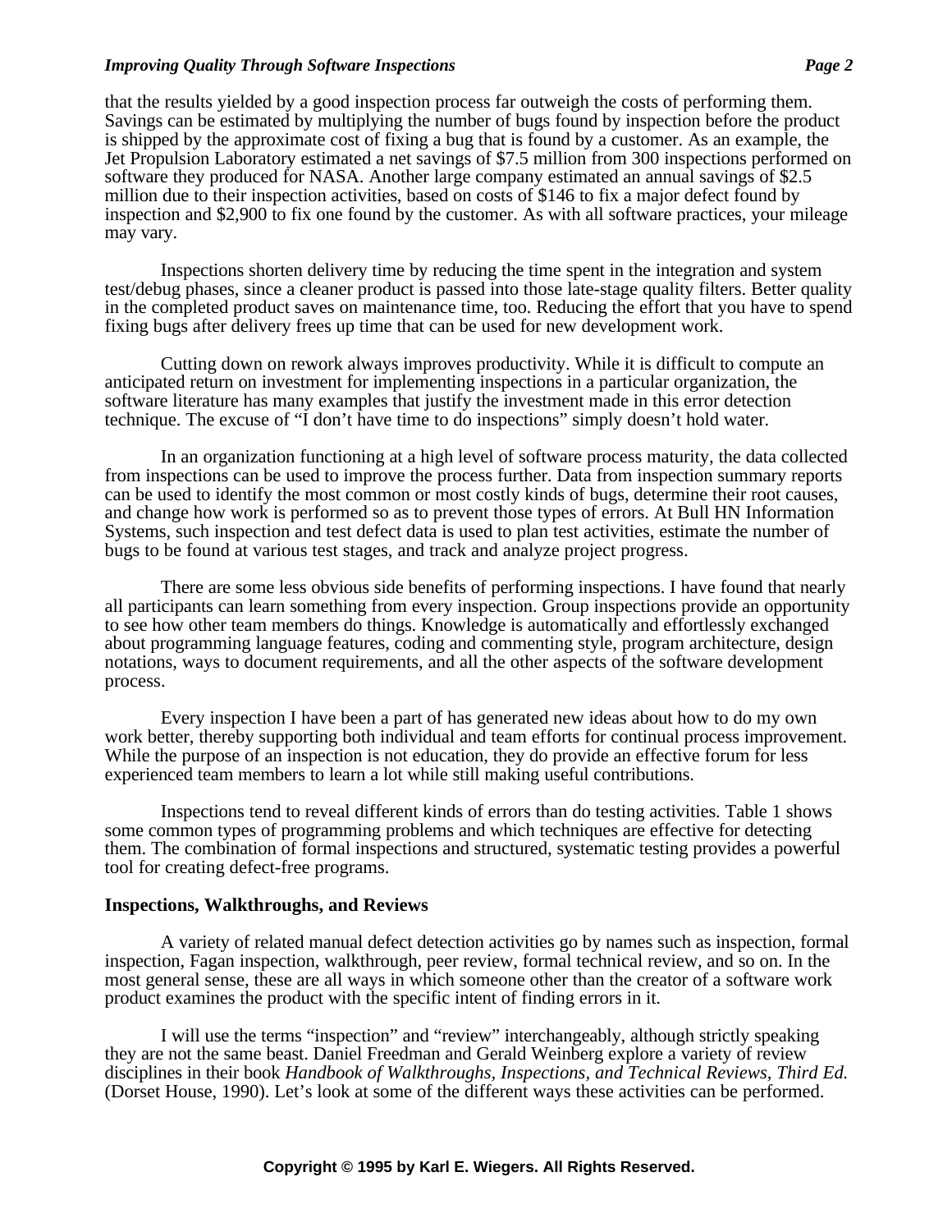that the results yielded by a good inspection process far outweigh the costs of performing them. Savings can be estimated by multiplying the number of bugs found by inspection before the product is shipped by the approximate cost of fixing a bug that is found by a customer. As an example, the Jet Propulsion Laboratory estimated a net savings of $7.5 million from 300 inspections performed on software they produced for NASA. Another large company estimated an annual savings of $2.5 million due to their inspection activities, based on costs of $146 to fix a major defect found by inspection and $2,900 to fix one found by the customer. As with all software practices, your mileage may vary.

Inspections shorten delivery time by reducing the time spent in the integration and system test/debug phases, since a cleaner product is passed into those late-stage quality filters. Better quality in the completed product saves on maintenance time, too. Reducing the effort that you have to spend fixing bugs after delivery frees up time that can be used for new development work.

Cutting down on rework always improves productivity. While it is difficult to compute an anticipated return on investment for implementing inspections in a particular organization, the software literature has many examples that justify the investment made in this error detection technique. The excuse of "I don't have time to do inspections" simply doesn't hold water.

In an organization functioning at a high level of software process maturity, the data collected from inspections can be used to improve the process further. Data from inspection summary reports can be used to identify the most common or most costly kinds of bugs, determine their root causes, and change how work is performed so as to prevent those types of errors. At Bull HN Information Systems, such inspection and test defect data is used to plan test activities, estimate the number of bugs to be found at various test stages, and track and analyze project progress.

There are some less obvious side benefits of performing inspections. I have found that nearly all participants can learn something from every inspection. Group inspections provide an opportunity to see how other team members do things. Knowledge is automatically and effortlessly exchanged about programming language features, coding and commenting style, program architecture, design notations, ways to document requirements, and all the other aspects of the software development process.

Every inspection I have been a part of has generated new ideas about how to do my own work better, thereby supporting both individual and team efforts for continual process improvement. While the purpose of an inspection is not education, they do provide an effective forum for less experienced team members to learn a lot while still making useful contributions.

Inspections tend to reveal different kinds of errors than do testing activities. Table 1 shows some common types of programming problems and which techniques are effective for detecting them. The combination of formal inspections and structured, systematic testing provides a powerful tool for creating defect-free programs.

**Inspections, Walkthroughs, and Reviews**

A variety of related manual defect detection activities go by names such as inspection, formal inspection, Fagan inspection, walkthrough, peer review, formal technical review, and so on. In the most general sense, these are all ways in which someone other than the creator of a software work product examines the product with the specific intent of finding errors in it.

I will use the terms "inspection" and "review" interchangeably, although strictly speaking they are not the same beast. Daniel Freedman and Gerald Weinberg explore a variety of review disciplines in their book *Handbook of Walkthroughs, Inspections, and Technical Reviews, Third Ed.* (Dorset House, 1990). Let's look at some of the different ways these activities can be performed.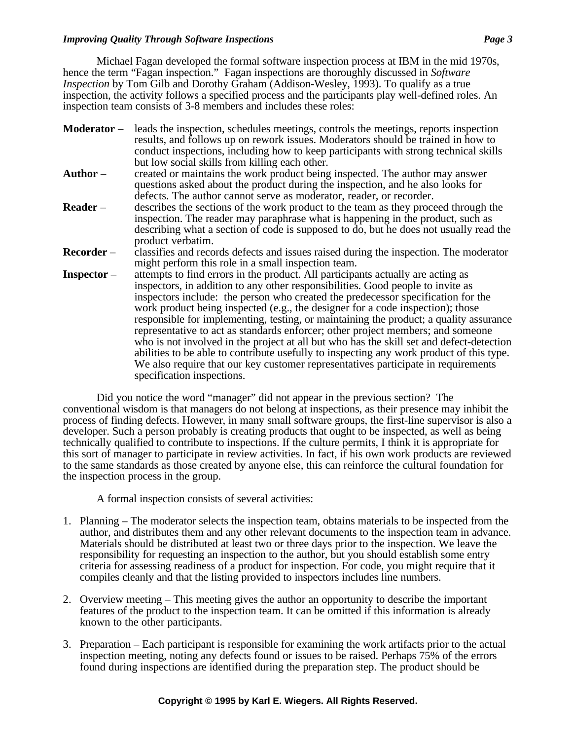Michael Fagan developed the formal software inspection process at IBM in the mid 1970s, hence the term "Fagan inspection." Fagan inspections are thoroughly discussed in *Software Inspection* by Tom Gilb and Dorothy Graham (Addison-Wesley, 1993). To qualify as a true inspection, the activity follows a specified process and the participants play well-defined roles. An inspection team consists of 3-8 members and includes these roles:

**Moderator** – leads the inspection, schedules meetings, controls the meetings, reports inspection results, and follows up on rework issues. Moderators should be trained in how to conduct inspections, including how to keep participants with strong technical skills but low social skills from killing each other.

**Author** – created or maintains the work product being inspected. The author may answer questions asked about the product during the inspection, and he also looks for defects. The author cannot serve as moderator, reader, or recorder.

**Reader** – describes the sections of the work product to the team as they proceed through the inspection. The reader may paraphrase what is happening in the product, such as describing what a section of code is supposed to do, but he does not usually read the product verbatim.

**Recorder** – classifies and records defects and issues raised during the inspection. The moderator might perform this role in a small inspection team.

**Inspector** – attempts to find errors in the product. All participants actually are acting as inspectors, in addition to any other responsibilities. Good people to invite as inspectors include: the person who created the predecessor specification for the work product being inspected (e.g., the designer for a code inspection); those responsible for implementing, testing, or maintaining the product; a quality assurance representative to act as standards enforcer; other project members; and someone who is not involved in the project at all but who has the skill set and defect-detection abilities to be able to contribute usefully to inspecting any work product of this type. We also require that our key customer representatives participate in requirements specification inspections.

Did you notice the word "manager" did not appear in the previous section? The conventional wisdom is that managers do not belong at inspections, as their presence may inhibit the process of finding defects. However, in many small software groups, the first-line supervisor is also a developer. Such a person probably is creating products that ought to be inspected, as well as being technically qualified to contribute to inspections. If the culture permits, I think it is appropriate for this sort of manager to participate in review activities. In fact, if his own work products are reviewed to the same standards as those created by anyone else, this can reinforce the cultural foundation for the inspection process in the group.

A formal inspection consists of several activities:

1. Planning – The moderator selects the inspection team, obtains materials to be inspected from the author, and distributes them and any other relevant documents to the inspection team in advance. Materials should be distributed at least two or three days prior to the inspection. We leave the responsibility for requesting an inspection to the author, but you should establish some entry criteria for assessing readiness of a product for inspection. For code, you might require that it compiles cleanly and that the listing provided to inspectors includes line numbers.

2. Overview meeting – This meeting gives the author an opportunity to describe the important features of the product to the inspection team. It can be omitted if this information is already known to the other participants.

3. Preparation – Each participant is responsible for examining the work artifacts prior to the actual inspection meeting, noting any defects found or issues to be raised. Perhaps 75% of the errors found during inspections are identified during the preparation step. The product should be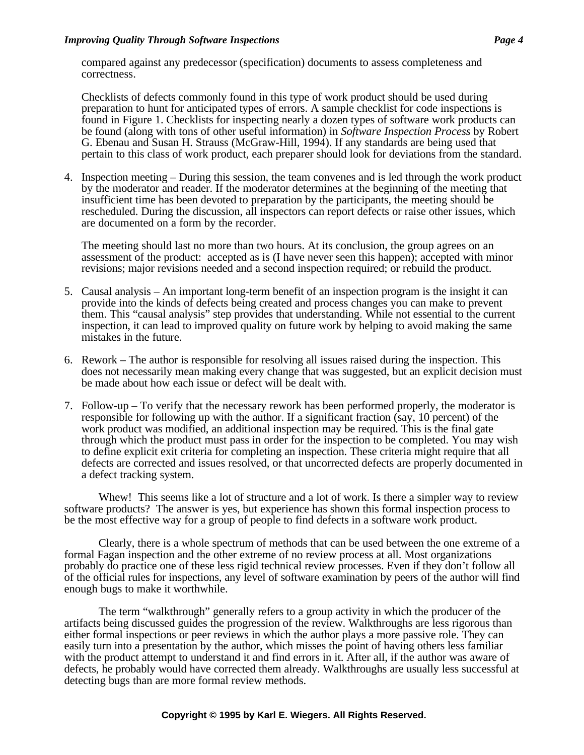compared against any predecessor (specification) documents to assess completeness and correctness.

Checklists of defects commonly found in this type of work product should be used during preparation to hunt for anticipated types of errors. A sample checklist for code inspections is found in Figure 1. Checklists for inspecting nearly a dozen types of software work products can be found (along with tons of other useful information) in *Software Inspection Process* by Robert G. Ebenau and Susan H. Strauss (McGraw-Hill, 1994). If any standards are being used that pertain to this class of work product, each preparer should look for deviations from the standard.

4. Inspection meeting – During this session, the team convenes and is led through the work product by the moderator and reader. If the moderator determines at the beginning of the meeting that insufficient time has been devoted to preparation by the participants, the meeting should be rescheduled. During the discussion, all inspectors can report defects or raise other issues, which are documented on a form by the recorder.

   The meeting should last no more than two hours. At its conclusion, the group agrees on an assessment of the product: accepted as is (I have never seen this happen); accepted with minor revisions; major revisions needed and a second inspection required; or rebuild the product.

5. Causal analysis – An important long-term benefit of an inspection program is the insight it can provide into the kinds of defects being created and process changes you can make to prevent them. This "causal analysis" step provides that understanding. While not essential to the current inspection, it can lead to improved quality on future work by helping to avoid making the same mistakes in the future.

6. Rework – The author is responsible for resolving all issues raised during the inspection. This does not necessarily mean making every change that was suggested, but an explicit decision must be made about how each issue or defect will be dealt with.

7. Follow-up – To verify that the necessary rework has been performed properly, the moderator is responsible for following up with the author. If a significant fraction (say, 10 percent) of the work product was modified, an additional inspection may be required. This is the final gate through which the product must pass in order for the inspection to be completed. You may wish to define explicit exit criteria for completing an inspection. These criteria might require that all defects are corrected and issues resolved, or that uncorrected defects are properly documented in a defect tracking system.

Whew! This seems like a lot of structure and a lot of work. Is there a simpler way to review software products? The answer is yes, but experience has shown this formal inspection process to be the most effective way for a group of people to find defects in a software work product.

Clearly, there is a whole spectrum of methods that can be used between the one extreme of a formal Fagan inspection and the other extreme of no review process at all. Most organizations probably do practice one of these less rigid technical review processes. Even if they don't follow all of the official rules for inspections, any level of software examination by peers of the author will find enough bugs to make it worthwhile.

The term "walkthrough" generally refers to a group activity in which the producer of the artifacts being discussed guides the progression of the review. Walkthroughs are less rigorous than either formal inspections or peer reviews in which the author plays a more passive role. They can easily turn into a presentation by the author, which misses the point of having others less familiar with the product attempt to understand it and find errors in it. After all, if the author was aware of defects, he probably would have corrected them already. Walkthroughs are usually less successful at detecting bugs than are more formal review methods.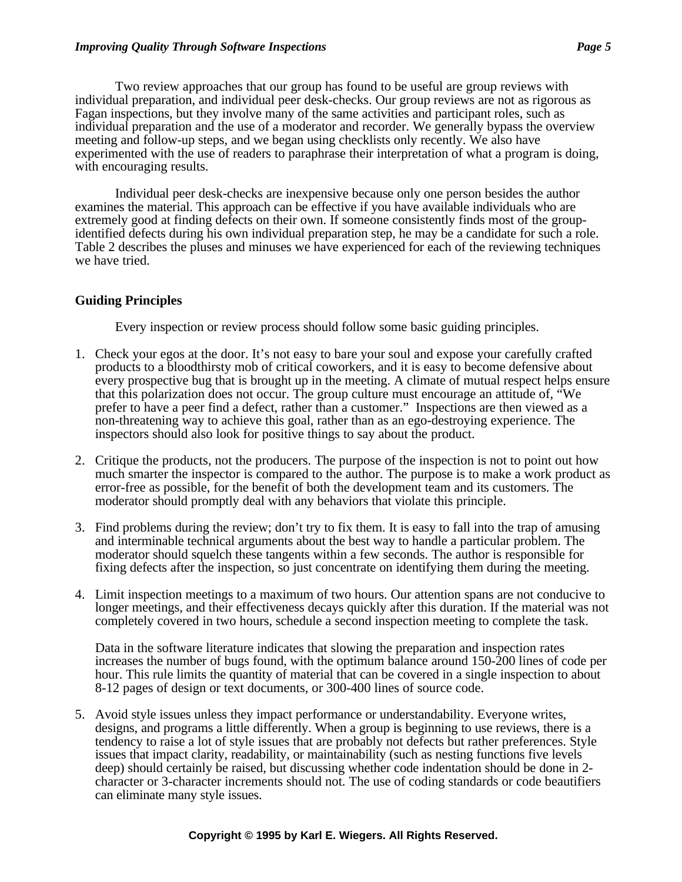Two review approaches that our group has found to be useful are group reviews with individual preparation, and individual peer desk-checks. Our group reviews are not as rigorous as Fagan inspections, but they involve many of the same activities and participant roles, such as individual preparation and the use of a moderator and recorder. We generally bypass the overview meeting and follow-up steps, and we began using checklists only recently. We also have experimented with the use of readers to paraphrase their interpretation of what a program is doing, with encouraging results.

Individual peer desk-checks are inexpensive because only one person besides the author examines the material. This approach can be effective if you have available individuals who are extremely good at finding defects on their own. If someone consistently finds most of the group-identified defects during his own individual preparation step, he may be a candidate for such a role. Table 2 describes the pluses and minuses we have experienced for each of the reviewing techniques we have tried.

## Guiding Principles

Every inspection or review process should follow some basic guiding principles.

1. Check your egos at the door. It's not easy to bare your soul and expose your carefully crafted products to a bloodthirsty mob of critical coworkers, and it is easy to become defensive about every prospective bug that is brought up in the meeting. A climate of mutual respect helps ensure that this polarization does not occur. The group culture must encourage an attitude of, "We prefer to have a peer find a defect, rather than a customer." Inspections are then viewed as a non-threatening way to achieve this goal, rather than as an ego-destroying experience. The inspectors should also look for positive things to say about the product.

2. Critique the products, not the producers. The purpose of the inspection is not to point out how much smarter the inspector is compared to the author. The purpose is to make a work product as error-free as possible, for the benefit of both the development team and its customers. The moderator should promptly deal with any behaviors that violate this principle.

3. Find problems during the review; don't try to fix them. It is easy to fall into the trap of amusing and interminable technical arguments about the best way to handle a particular problem. The moderator should squelch these tangents within a few seconds. The author is responsible for fixing defects after the inspection, so just concentrate on identifying them during the meeting.

4. Limit inspection meetings to a maximum of two hours. Our attention spans are not conducive to longer meetings, and their effectiveness decays quickly after this duration. If the material was not completely covered in two hours, schedule a second inspection meeting to complete the task.

   Data in the software literature indicates that slowing the preparation and inspection rates increases the number of bugs found, with the optimum balance around 150-200 lines of code per hour. This rule limits the quantity of material that can be covered in a single inspection to about 8-12 pages of design or text documents, or 300-400 lines of source code.

5. Avoid style issues unless they impact performance or understandability. Everyone writes, designs, and programs a little differently. When a group is beginning to use reviews, there is a tendency to raise a lot of style issues that are probably not defects but rather preferences. Style issues that impact clarity, readability, or maintainability (such as nesting functions five levels deep) should certainly be raised, but discussing whether code indentation should be done in 2-character or 3-character increments should not. The use of coding standards or code beautifiers can eliminate many style issues.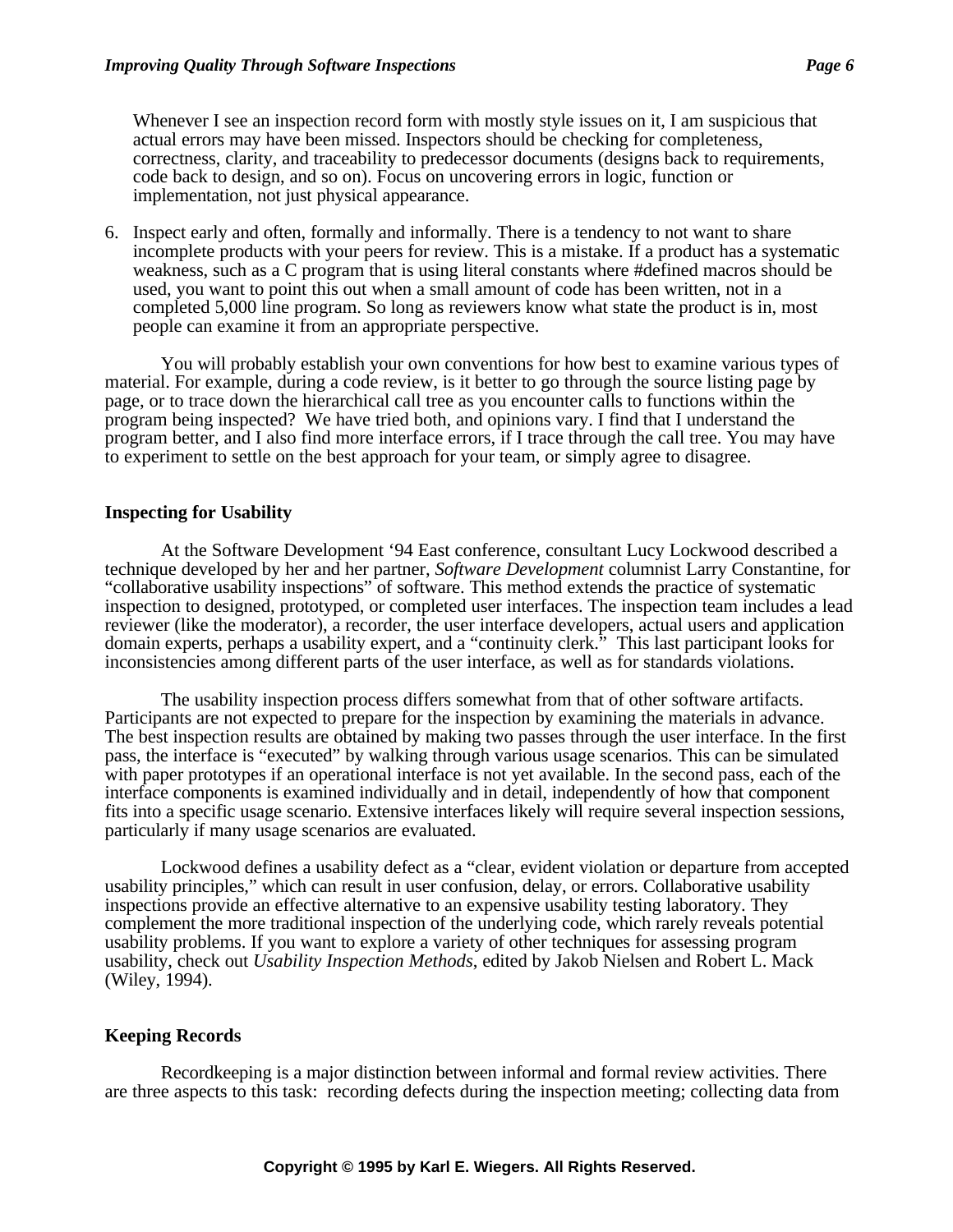Whenever I see an inspection record form with mostly style issues on it, I am suspicious that actual errors may have been missed. Inspectors should be checking for completeness, correctness, clarity, and traceability to predecessor documents (designs back to requirements, code back to design, and so on). Focus on uncovering errors in logic, function or implementation, not just physical appearance.

6. Inspect early and often, formally and informally. There is a tendency to not want to share incomplete products with your peers for review. This is a mistake. If a product has a systematic weakness, such as a C program that is using literal constants where #defined macros should be used, you want to point this out when a small amount of code has been written, not in a completed 5,000 line program. So long as reviewers know what state the product is in, most people can examine it from an appropriate perspective.

You will probably establish your own conventions for how best to examine various types of material. For example, during a code review, is it better to go through the source listing page by page, or to trace down the hierarchical call tree as you encounter calls to functions within the program being inspected? We have tried both, and opinions vary. I find that I understand the program better, and I also find more interface errors, if I trace through the call tree. You may have to experiment to settle on the best approach for your team, or simply agree to disagree.

## Inspecting for Usability

At the Software Development '94 East conference, consultant Lucy Lockwood described a technique developed by her and her partner, *Software Development* columnist Larry Constantine, for "collaborative usability inspections" of software. This method extends the practice of systematic inspection to designed, prototyped, or completed user interfaces. The inspection team includes a lead reviewer (like the moderator), a recorder, the user interface developers, actual users and application domain experts, perhaps a usability expert, and a "continuity clerk." This last participant looks for inconsistencies among different parts of the user interface, as well as for standards violations.

The usability inspection process differs somewhat from that of other software artifacts. Participants are not expected to prepare for the inspection by examining the materials in advance. The best inspection results are obtained by making two passes through the user interface. In the first pass, the interface is "executed" by walking through various usage scenarios. This can be simulated with paper prototypes if an operational interface is not yet available. In the second pass, each of the interface components is examined individually and in detail, independently of how that component fits into a specific usage scenario. Extensive interfaces likely will require several inspection sessions, particularly if many usage scenarios are evaluated.

Lockwood defines a usability defect as a "clear, evident violation or departure from accepted usability principles," which can result in user confusion, delay, or errors. Collaborative usability inspections provide an effective alternative to an expensive usability testing laboratory. They complement the more traditional inspection of the underlying code, which rarely reveals potential usability problems. If you want to explore a variety of other techniques for assessing program usability, check out *Usability Inspection Methods*, edited by Jakob Nielsen and Robert L. Mack (Wiley, 1994).

## Keeping Records

Recordkeeping is a major distinction between informal and formal review activities. There are three aspects to this task: recording defects during the inspection meeting; collecting data from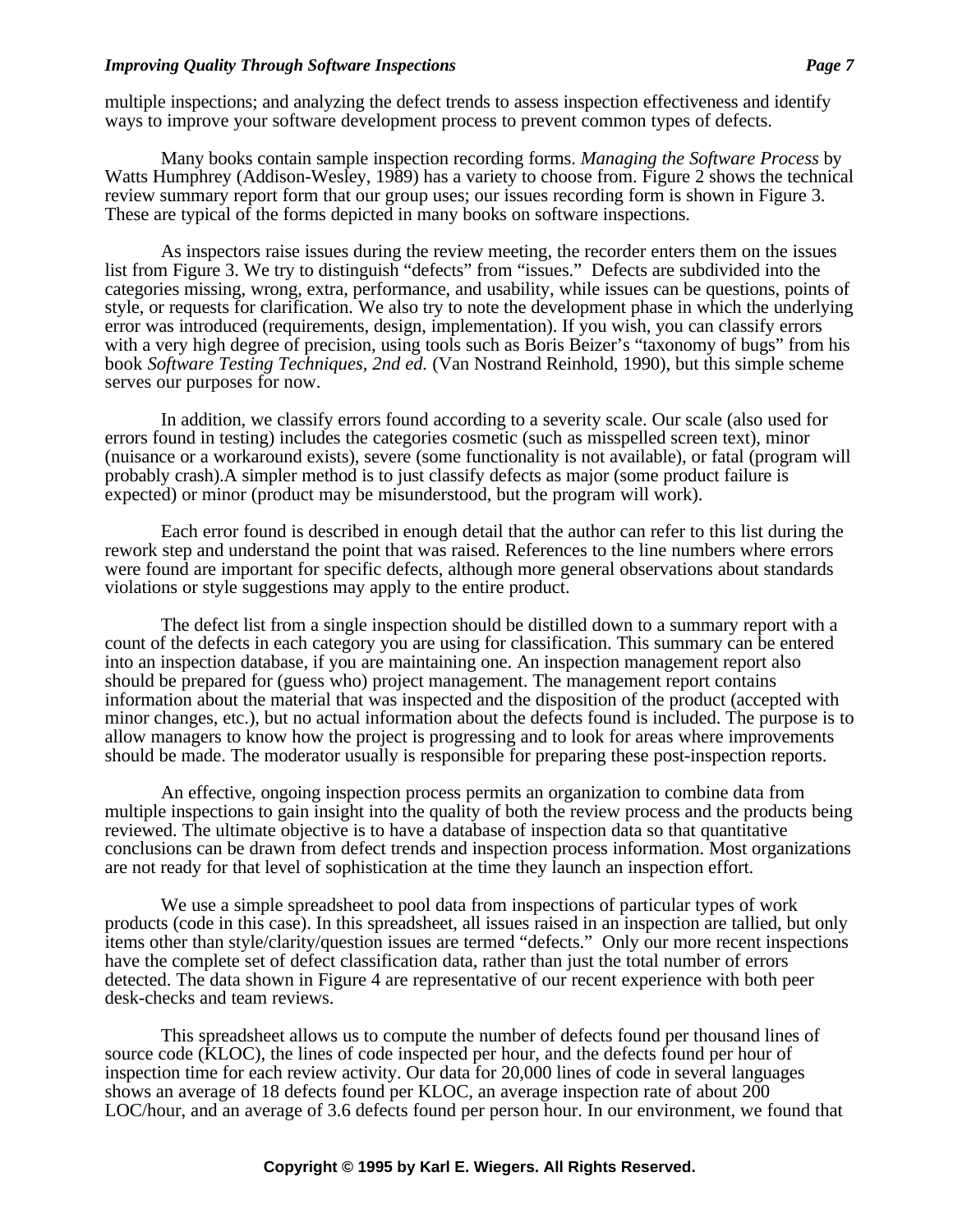multiple inspections; and analyzing the defect trends to assess inspection effectiveness and identify ways to improve your software development process to prevent common types of defects.

Many books contain sample inspection recording forms. *Managing the Software Process* by Watts Humphrey (Addison-Wesley, 1989) has a variety to choose from. Figure 2 shows the technical review summary report form that our group uses; our issues recording form is shown in Figure 3. These are typical of the forms depicted in many books on software inspections.

As inspectors raise issues during the review meeting, the recorder enters them on the issues list from Figure 3. We try to distinguish "defects" from "issues." Defects are subdivided into the categories missing, wrong, extra, performance, and usability, while issues can be questions, points of style, or requests for clarification. We also try to note the development phase in which the underlying error was introduced (requirements, design, implementation). If you wish, you can classify errors with a very high degree of precision, using tools such as Boris Beizer's "taxonomy of bugs" from his book *Software Testing Techniques, 2nd ed.* (Van Nostrand Reinhold, 1990), but this simple scheme serves our purposes for now.

In addition, we classify errors found according to a severity scale. Our scale (also used for errors found in testing) includes the categories cosmetic (such as misspelled screen text), minor (nuisance or a workaround exists), severe (some functionality is not available), or fatal (program will probably crash).A simpler method is to just classify defects as major (some product failure is expected) or minor (product may be misunderstood, but the program will work).

Each error found is described in enough detail that the author can refer to this list during the rework step and understand the point that was raised. References to the line numbers where errors were found are important for specific defects, although more general observations about standards violations or style suggestions may apply to the entire product.

The defect list from a single inspection should be distilled down to a summary report with a count of the defects in each category you are using for classification. This summary can be entered into an inspection database, if you are maintaining one. An inspection management report also should be prepared for (guess who) project management. The management report contains information about the material that was inspected and the disposition of the product (accepted with minor changes, etc.), but no actual information about the defects found is included. The purpose is to allow managers to know how the project is progressing and to look for areas where improvements should be made. The moderator usually is responsible for preparing these post-inspection reports.

An effective, ongoing inspection process permits an organization to combine data from multiple inspections to gain insight into the quality of both the review process and the products being reviewed. The ultimate objective is to have a database of inspection data so that quantitative conclusions can be drawn from defect trends and inspection process information. Most organizations are not ready for that level of sophistication at the time they launch an inspection effort.

We use a simple spreadsheet to pool data from inspections of particular types of work products (code in this case). In this spreadsheet, all issues raised in an inspection are tallied, but only items other than style/clarity/question issues are termed "defects." Only our more recent inspections have the complete set of defect classification data, rather than just the total number of errors detected. The data shown in Figure 4 are representative of our recent experience with both peer desk-checks and team reviews.

This spreadsheet allows us to compute the number of defects found per thousand lines of source code (KLOC), the lines of code inspected per hour, and the defects found per hour of inspection time for each review activity. Our data for 20,000 lines of code in several languages shows an average of 18 defects found per KLOC, an average inspection rate of about 200 LOC/hour, and an average of 3.6 defects found per person hour. In our environment, we found that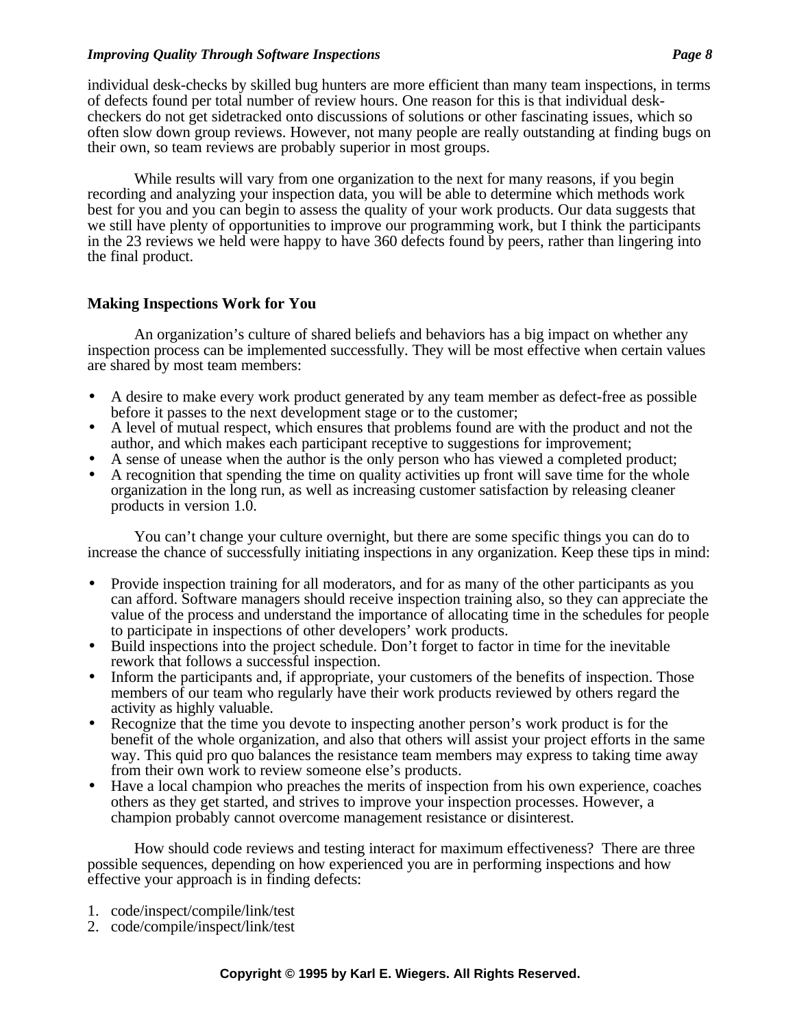individual desk-checks by skilled bug hunters are more efficient than many team inspections, in terms of defects found per total number of review hours. One reason for this is that individual desk-checkers do not get sidetracked onto discussions of solutions or other fascinating issues, which so often slow down group reviews. However, not many people are really outstanding at finding bugs on their own, so team reviews are probably superior in most groups.

While results will vary from one organization to the next for many reasons, if you begin recording and analyzing your inspection data, you will be able to determine which methods work best for you and you can begin to assess the quality of your work products. Our data suggests that we still have plenty of opportunities to improve our programming work, but I think the participants in the 23 reviews we held were happy to have 360 defects found by peers, rather than lingering into the final product.

## Making Inspections Work for You

An organization's culture of shared beliefs and behaviors has a big impact on whether any inspection process can be implemented successfully. They will be most effective when certain values are shared by most team members:

- A desire to make every work product generated by any team member as defect-free as possible before it passes to the next development stage or to the customer;
- A level of mutual respect, which ensures that problems found are with the product and not the author, and which makes each participant receptive to suggestions for improvement;
- A sense of unease when the author is the only person who has viewed a completed product;
- A recognition that spending the time on quality activities up front will save time for the whole organization in the long run, as well as increasing customer satisfaction by releasing cleaner products in version 1.0.

You can't change your culture overnight, but there are some specific things you can do to increase the chance of successfully initiating inspections in any organization. Keep these tips in mind:

- Provide inspection training for all moderators, and for as many of the other participants as you can afford. Software managers should receive inspection training also, so they can appreciate the value of the process and understand the importance of allocating time in the schedules for people to participate in inspections of other developers' work products.
- Build inspections into the project schedule. Don't forget to factor in time for the inevitable rework that follows a successful inspection.
- Inform the participants and, if appropriate, your customers of the benefits of inspection. Those members of our team who regularly have their work products reviewed by others regard the activity as highly valuable.
- Recognize that the time you devote to inspecting another person's work product is for the benefit of the whole organization, and also that others will assist your project efforts in the same way. This quid pro quo balances the resistance team members may express to taking time away from their own work to review someone else's products.
- Have a local champion who preaches the merits of inspection from his own experience, coaches others as they get started, and strives to improve your inspection processes. However, a champion probably cannot overcome management resistance or disinterest.

How should code reviews and testing interact for maximum effectiveness? There are three possible sequences, depending on how experienced you are in performing inspections and how effective your approach is in finding defects:

1. code/inspect/compile/link/test
2. code/compile/inspect/link/test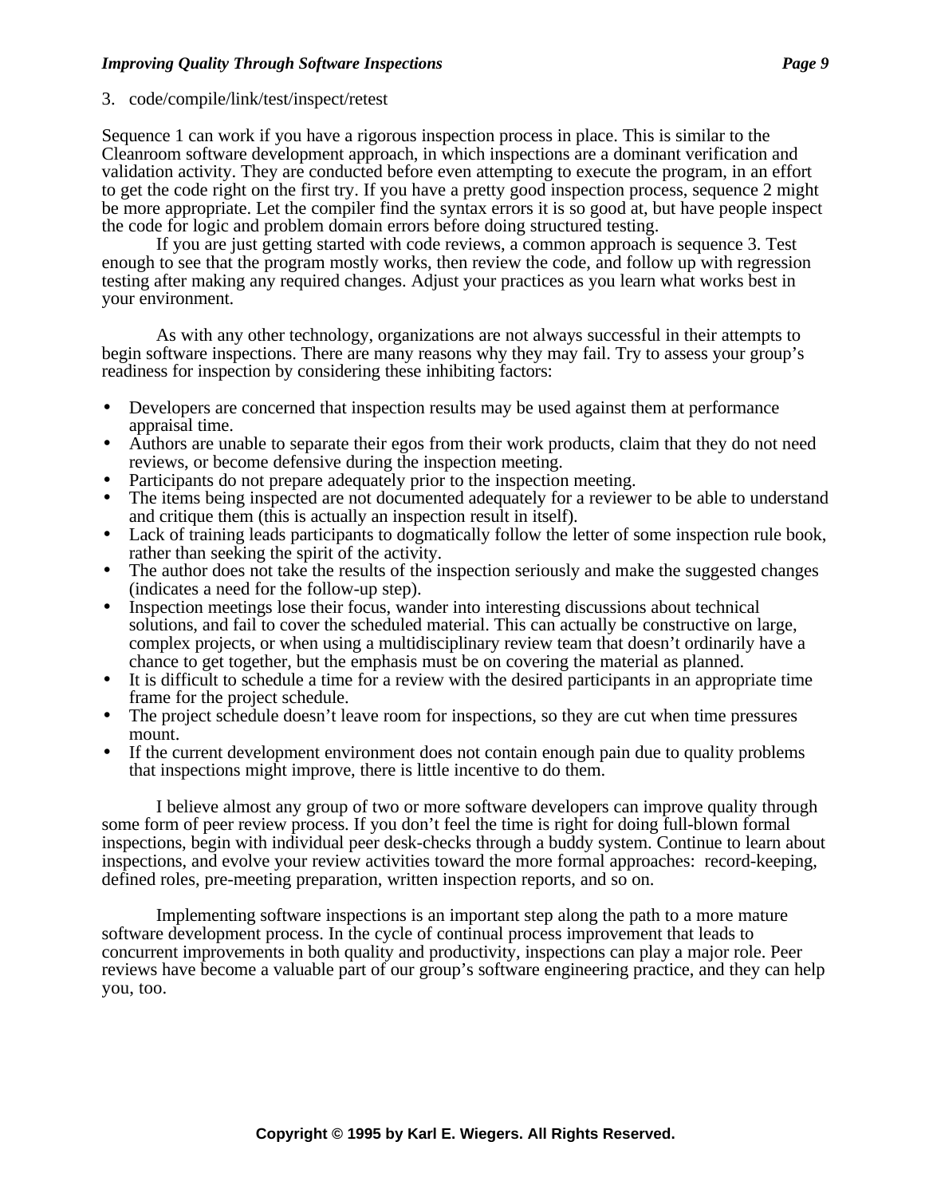3. code/compile/link/test/inspect/retest

Sequence 1 can work if you have a rigorous inspection process in place. This is similar to the Cleanroom software development approach, in which inspections are a dominant verification and validation activity. They are conducted before even attempting to execute the program, in an effort to get the code right on the first try. If you have a pretty good inspection process, sequence 2 might be more appropriate. Let the compiler find the syntax errors it is so good at, but have people inspect the code for logic and problem domain errors before doing structured testing.

If you are just getting started with code reviews, a common approach is sequence 3. Test enough to see that the program mostly works, then review the code, and follow up with regression testing after making any required changes. Adjust your practices as you learn what works best in your environment.

As with any other technology, organizations are not always successful in their attempts to begin software inspections. There are many reasons why they may fail. Try to assess your group's readiness for inspection by considering these inhibiting factors:

- Developers are concerned that inspection results may be used against them at performance appraisal time.
- Authors are unable to separate their egos from their work products, claim that they do not need reviews, or become defensive during the inspection meeting.
- Participants do not prepare adequately prior to the inspection meeting.
- The items being inspected are not documented adequately for a reviewer to be able to understand and critique them (this is actually an inspection result in itself).
- Lack of training leads participants to dogmatically follow the letter of some inspection rule book, rather than seeking the spirit of the activity.
- The author does not take the results of the inspection seriously and make the suggested changes (indicates a need for the follow-up step).
- Inspection meetings lose their focus, wander into interesting discussions about technical solutions, and fail to cover the scheduled material. This can actually be constructive on large, complex projects, or when using a multidisciplinary review team that doesn't ordinarily have a chance to get together, but the emphasis must be on covering the material as planned.
- It is difficult to schedule a time for a review with the desired participants in an appropriate time frame for the project schedule.
- The project schedule doesn't leave room for inspections, so they are cut when time pressures mount.
- If the current development environment does not contain enough pain due to quality problems that inspections might improve, there is little incentive to do them.

I believe almost any group of two or more software developers can improve quality through some form of peer review process. If you don't feel the time is right for doing full-blown formal inspections, begin with individual peer desk-checks through a buddy system. Continue to learn about inspections, and evolve your review activities toward the more formal approaches: record-keeping, defined roles, pre-meeting preparation, written inspection reports, and so on.

Implementing software inspections is an important step along the path to a more mature software development process. In the cycle of continual process improvement that leads to concurrent improvements in both quality and productivity, inspections can play a major role. Peer reviews have become a valuable part of our group's software engineering practice, and they can help you, too.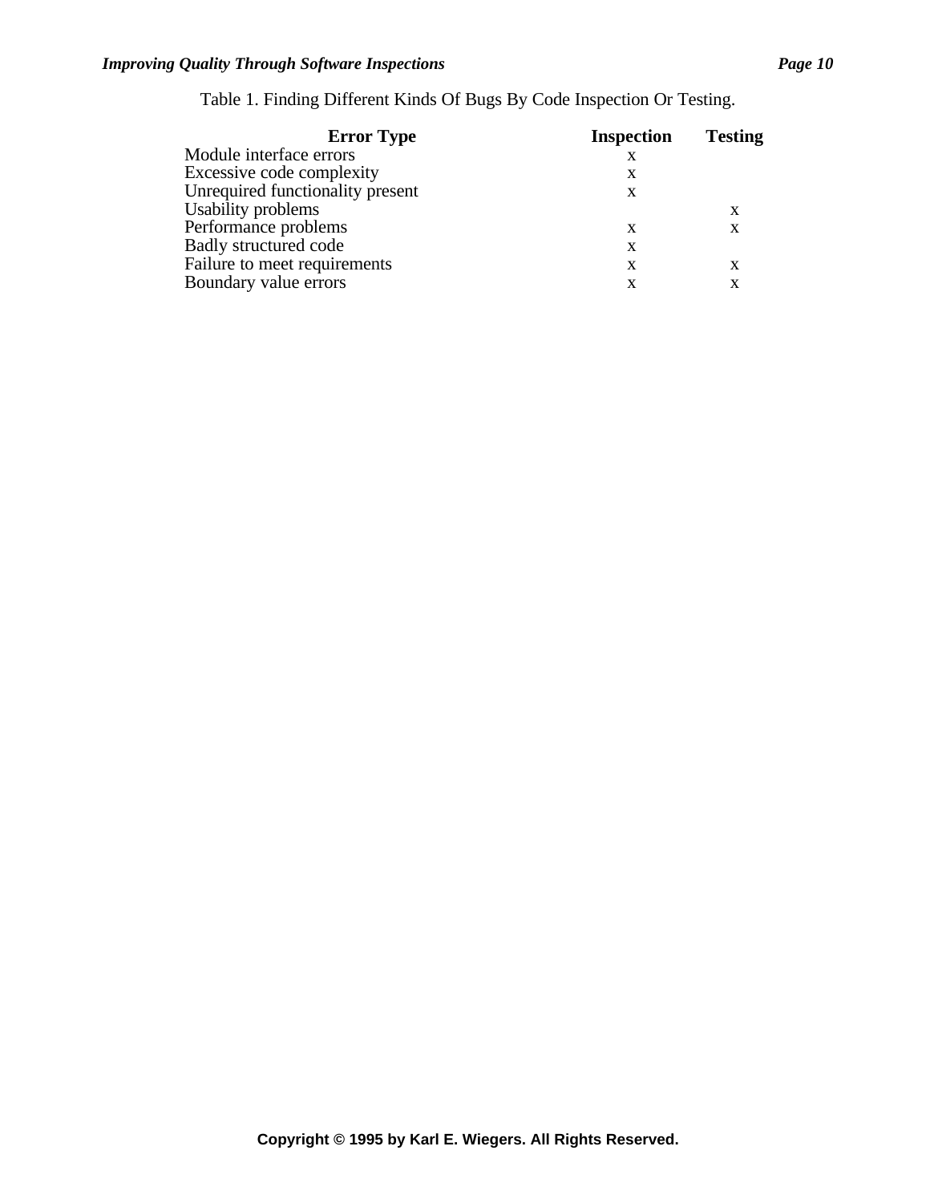Table 1. Finding Different Kinds Of Bugs By Code Inspection Or Testing.

| Error Type | Inspection | Testing |
|---|---|---|
| Module interface errors | x | |
| Excessive code complexity | x | |
| Unrequired functionality present | x | |
| Usability problems | | x |
| Performance problems | x | x |
| Badly structured code | x | |
| Failure to meet requirements | x | x |
| Boundary value errors | x | x |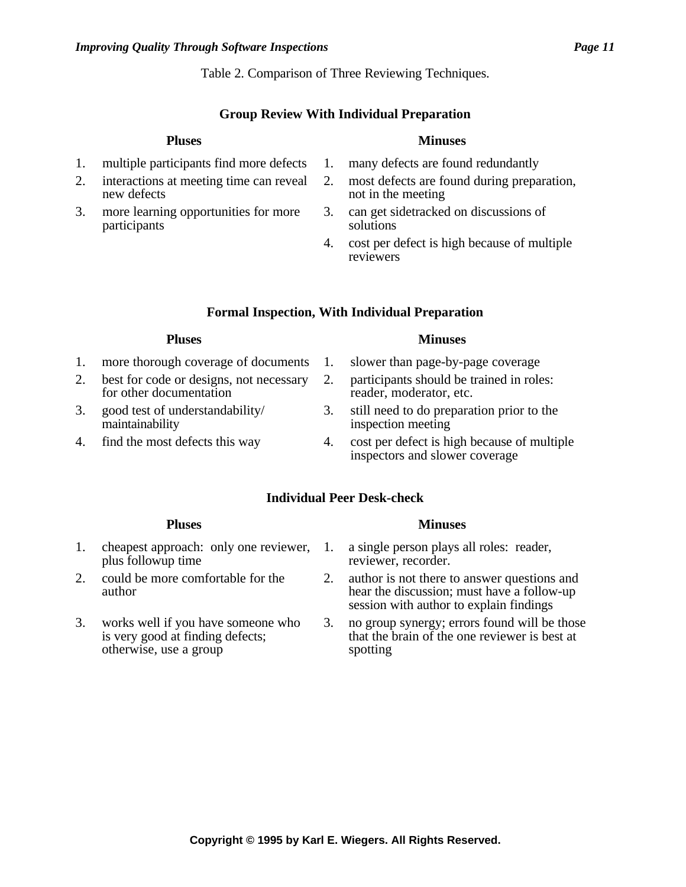Table 2. Comparison of Three Reviewing Techniques.

### Group Review With Individual Preparation

| Pluses | Minuses |
|---|---|
| 1. multiple participants find more defects | 1. many defects are found redundantly |
| 2. interactions at meeting time can reveal new defects | 2. most defects are found during preparation, not in the meeting |
| 3. more learning opportunities for more participants | 3. can get sidetracked on discussions of solutions |
| | 4. cost per defect is high because of multiple reviewers |

### Formal Inspection, With Individual Preparation

| Pluses | Minuses |
|---|---|
| 1. more thorough coverage of documents | 1. slower than page-by-page coverage |
| 2. best for code or designs, not necessary for other documentation | 2. participants should be trained in roles: reader, moderator, etc. |
| 3. good test of understandability/ maintainability | 3. still need to do preparation prior to the inspection meeting |
| 4. find the most defects this way | 4. cost per defect is high because of multiple inspectors and slower coverage |

### Individual Peer Desk-check

| Pluses | Minuses |
|---|---|
| 1. cheapest approach: only one reviewer, plus followup time | 1. a single person plays all roles: reader, reviewer, recorder. |
| 2. could be more comfortable for the author | 2. author is not there to answer questions and hear the discussion; must have a follow-up session with author to explain findings |
| 3. works well if you have someone who is very good at finding defects; otherwise, use a group | 3. no group synergy; errors found will be those that the brain of the one reviewer is best at spotting |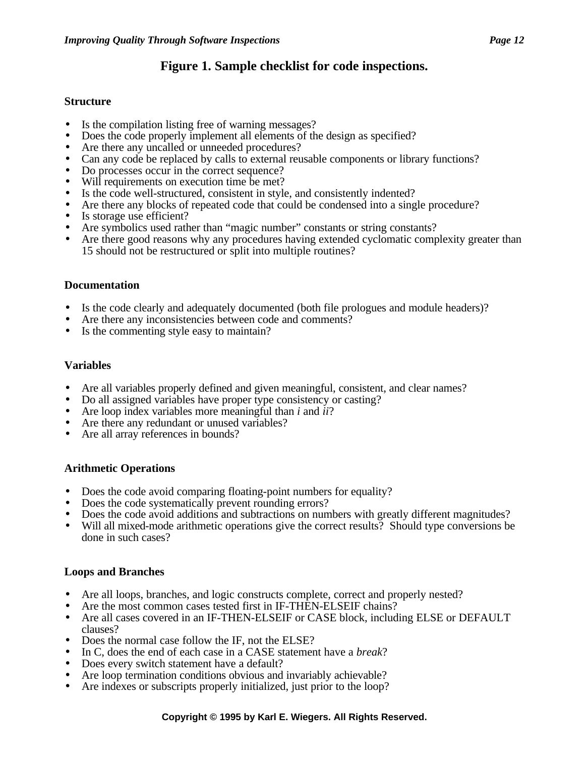## Figure 1. Sample checklist for code inspections.

**Structure**

- Is the compilation listing free of warning messages?
- Does the code properly implement all elements of the design as specified?
- Are there any uncalled or unneeded procedures?
- Can any code be replaced by calls to external reusable components or library functions?
- Do processes occur in the correct sequence?
- Will requirements on execution time be met?
- Is the code well-structured, consistent in style, and consistently indented?
- Are there any blocks of repeated code that could be condensed into a single procedure?
- Is storage use efficient?
- Are symbolics used rather than "magic number" constants or string constants?
- Are there good reasons why any procedures having extended cyclomatic complexity greater than 15 should not be restructured or split into multiple routines?

**Documentation**

- Is the code clearly and adequately documented (both file prologues and module headers)?
- Are there any inconsistencies between code and comments?
- Is the commenting style easy to maintain?

**Variables**

- Are all variables properly defined and given meaningful, consistent, and clear names?
- Do all assigned variables have proper type consistency or casting?
- Are loop index variables more meaningful than *i* and *ii*?
- Are there any redundant or unused variables?
- Are all array references in bounds?

**Arithmetic Operations**

- Does the code avoid comparing floating-point numbers for equality?
- Does the code systematically prevent rounding errors?
- Does the code avoid additions and subtractions on numbers with greatly different magnitudes?
- Will all mixed-mode arithmetic operations give the correct results? Should type conversions be done in such cases?

**Loops and Branches**

- Are all loops, branches, and logic constructs complete, correct and properly nested?
- Are the most common cases tested first in IF-THEN-ELSEIF chains?
- Are all cases covered in an IF-THEN-ELSEIF or CASE block, including ELSE or DEFAULT clauses?
- Does the normal case follow the IF, not the ELSE?
- In C, does the end of each case in a CASE statement have a *break*?
- Does every switch statement have a default?
- Are loop termination conditions obvious and invariably achievable?
- Are indexes or subscripts properly initialized, just prior to the loop?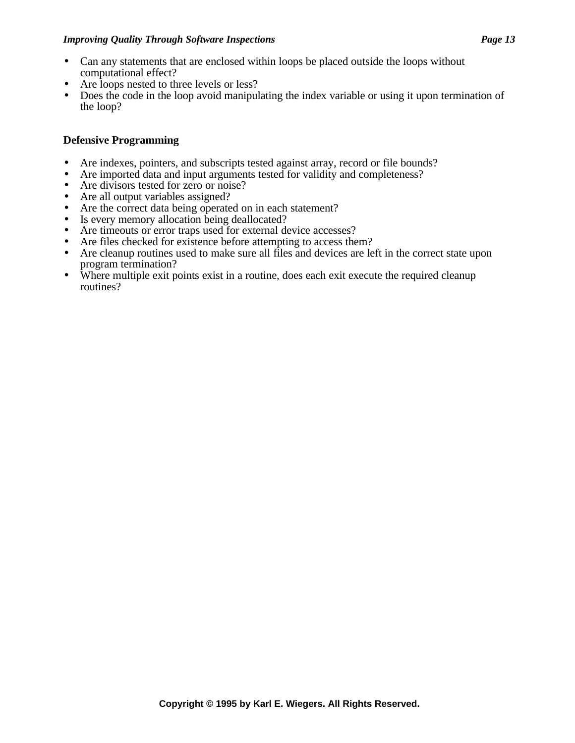- Can any statements that are enclosed within loops be placed outside the loops without computational effect?
- Are loops nested to three levels or less?
- Does the code in the loop avoid manipulating the index variable or using it upon termination of the loop?

### Defensive Programming

- Are indexes, pointers, and subscripts tested against array, record or file bounds?
- Are imported data and input arguments tested for validity and completeness?
- Are divisors tested for zero or noise?
- Are all output variables assigned?
- Are the correct data being operated on in each statement?
- Is every memory allocation being deallocated?
- Are timeouts or error traps used for external device accesses?
- Are files checked for existence before attempting to access them?
- Are cleanup routines used to make sure all files and devices are left in the correct state upon program termination?
- Where multiple exit points exist in a routine, does each exit execute the required cleanup routines?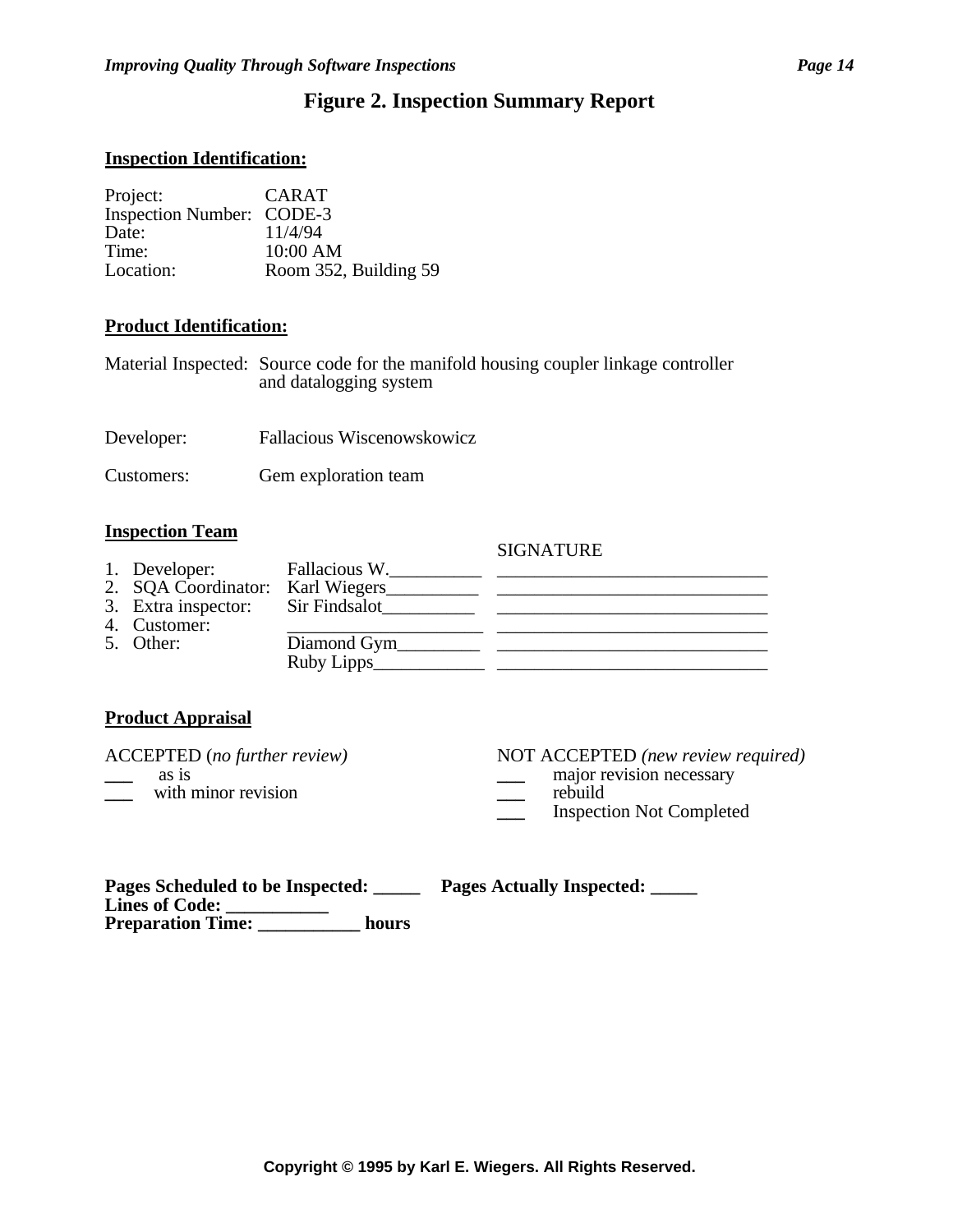# Figure 2. Inspection Summary Report

**Inspection Identification:**

Project: CARAT
Inspection Number: CODE-3
Date: 11/4/94
Time: 10:00 AM
Location: Room 352, Building 59

**Product Identification:**

Material Inspected: Source code for the manifold housing coupler linkage controller and datalogging system

Developer: Fallacious Wiscenowskowicz

Customers: Gem exploration team

**Inspection Team**

| | | SIGNATURE |
|---|---|---|
| 1. Developer: | Fallacious W.__________ | ______________________________ |
| 2. SQA Coordinator: | Karl Wiegers__________ | ______________________________ |
| 3. Extra inspector: | Sir Findsalot__________ | ______________________________ |
| 4. Customer: | ______________________ | ______________________________ |
| 5. Other: | Diamond Gym_________ | ______________________________ |
| | Ruby Lipps____________ | ______________________________ |

**Product Appraisal**

ACCEPTED (*no further review*)
___ as is
___ with minor revision

NOT ACCEPTED *(new review required)*
___ major revision necessary
___ rebuild
___ Inspection Not Completed

**Pages Scheduled to be Inspected: _____ Pages Actually Inspected: _____**
**Lines of Code: ___________**
**Preparation Time: ___________ hours**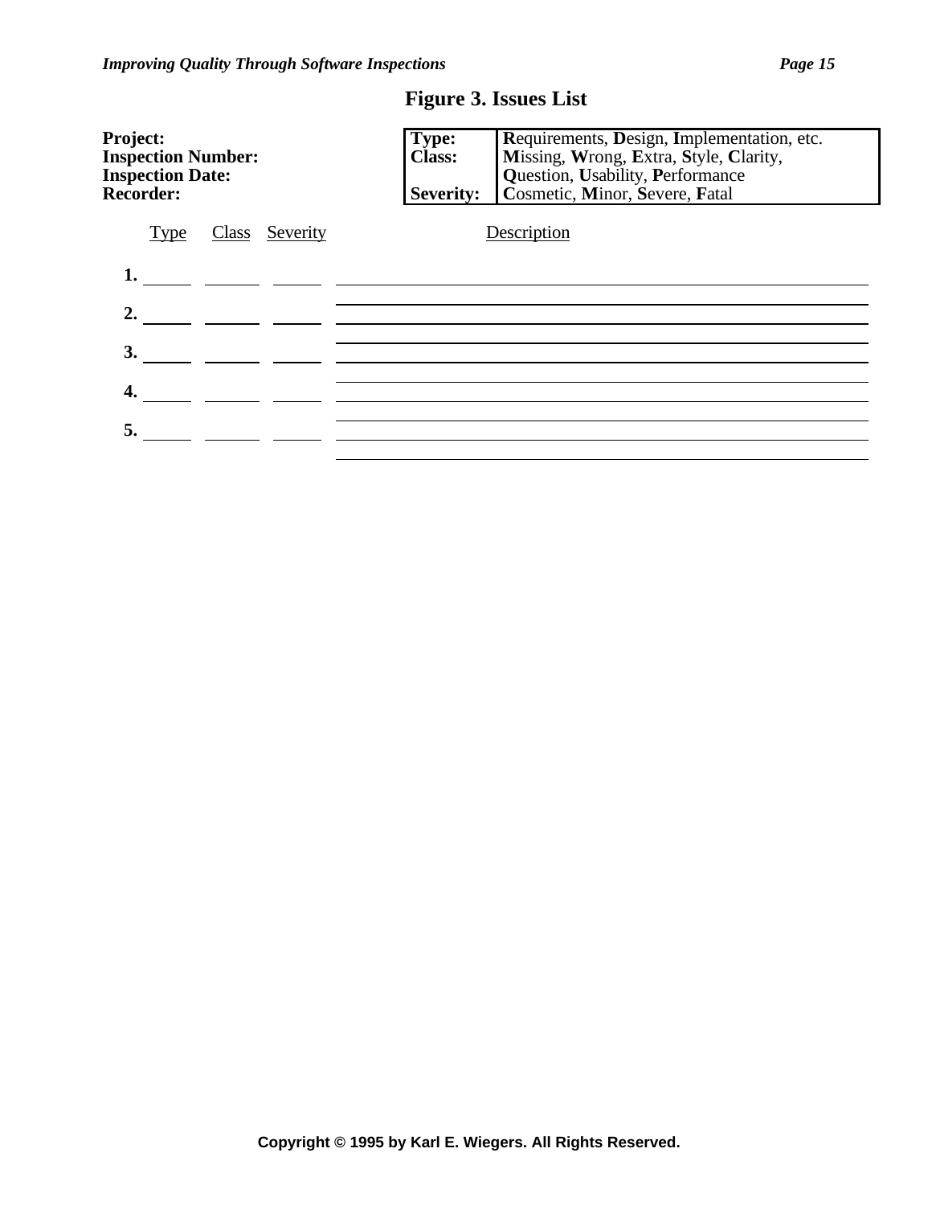# Figure 3. Issues List

**Project:**
**Inspection Number:**
**Inspection Date:**
**Recorder:**

| | |
|---|---|
| **Type:** | **R**equirements, **D**esign, **I**mplementation, etc. |
| **Class:** | **M**issing, **W**rong, **E**xtra, **S**tyle, **C**larity, **Q**uestion, **U**sability, **P**erformance |
| **Severity:** | **C**osmetic, **M**inor, **S**evere, **F**atal |

| | Type | Class | Severity | Description |
|---|---|---|---|---|
| **1.** | | | | |
| **2.** | | | | |
| **3.** | | | | |
| **4.** | | | | |
| **5.** | | | | |

**Copyright © 1995 by Karl E. Wiegers. All Rights Reserved.**